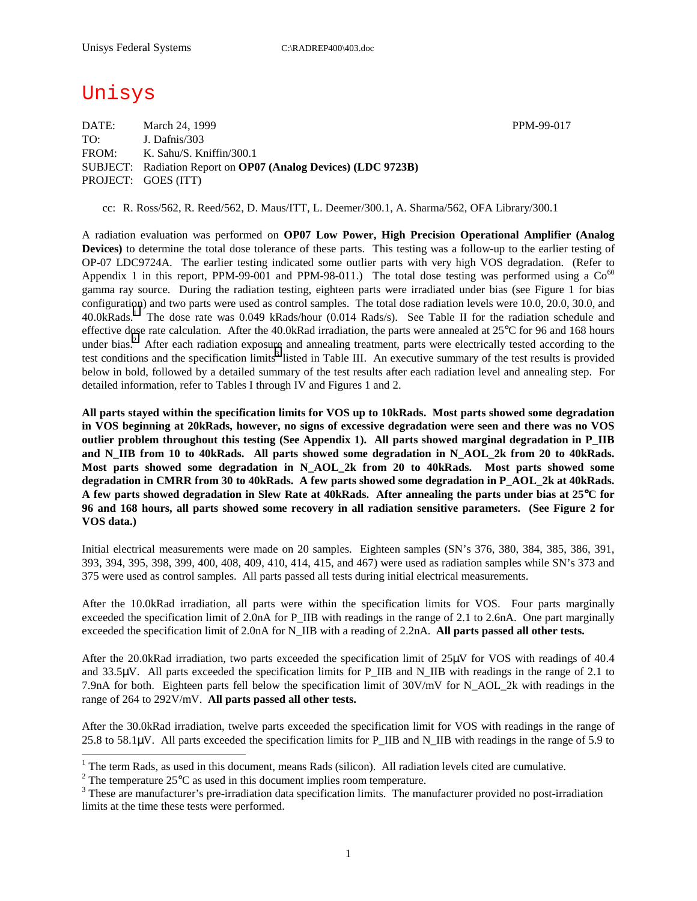Unisys Federal Systems C:\RADREP400\403.doc

# Unisys

DATE: March 24, 1999 PPM-99-017
TO: J. Dafnis/303
FROM: K. Sahu/S. Kniffin/300.1
SUBJECT: Radiation Report on **OP07 (Analog Devices) (LDC 9723B)**
PROJECT: GOES (ITT)

cc: R. Ross/562, R. Reed/562, D. Maus/ITT, L. Deemer/300.1, A. Sharma/562, OFA Library/300.1

A radiation evaluation was performed on **OP07 Low Power, High Precision Operational Amplifier (Analog Devices)** to determine the total dose tolerance of these parts. This testing was a follow-up to the earlier testing of OP-07 LDC9724A. The earlier testing indicated some outlier parts with very high VOS degradation. (Refer to Appendix 1 in this report, PPM-99-001 and PPM-98-011.) The total dose testing was performed using a $Co^{60}$ gamma ray source. During the radiation testing, eighteen parts were irradiated under bias (see Figure 1 for bias configuration) and two parts were used as control samples. The total dose radiation levels were 10.0, 20.0, 30.0, and 40.0kRads.[1] The dose rate was 0.049 kRads/hour (0.014 Rads/s). See Table II for the radiation schedule and effective dose rate calculation. After the 40.0kRad irradiation, the parts were annealed at 25°C for 96 and 168 hours under bias.[2] After each radiation exposure and annealing treatment, parts were electrically tested according to the test conditions and the specification limits[3] listed in Table III. An executive summary of the test results is provided below in bold, followed by a detailed summary of the test results after each radiation level and annealing step. For detailed information, refer to Tables I through IV and Figures 1 and 2.

**All parts stayed within the specification limits for VOS up to 10kRads. Most parts showed some degradation in VOS beginning at 20kRads, however, no signs of excessive degradation were seen and there was no VOS outlier problem throughout this testing (See Appendix 1). All parts showed marginal degradation in P_IIB and N_IIB from 10 to 40kRads. All parts showed some degradation in N_AOL_2k from 20 to 40kRads. Most parts showed some degradation in N_AOL_2k from 20 to 40kRads. Most parts showed some degradation in CMRR from 30 to 40kRads. A few parts showed some degradation in P_AOL_2k at 40kRads. A few parts showed degradation in Slew Rate at 40kRads. After annealing the parts under bias at 25°C for 96 and 168 hours, all parts showed some recovery in all radiation sensitive parameters. (See Figure 2 for VOS data.)**

Initial electrical measurements were made on 20 samples. Eighteen samples (SN's 376, 380, 384, 385, 386, 391, 393, 394, 395, 398, 399, 400, 408, 409, 410, 414, 415, and 467) were used as radiation samples while SN's 373 and 375 were used as control samples. All parts passed all tests during initial electrical measurements.

After the 10.0kRad irradiation, all parts were within the specification limits for VOS. Four parts marginally exceeded the specification limit of 2.0nA for P_IIB with readings in the range of 2.1 to 2.6nA. One part marginally exceeded the specification limit of 2.0nA for N_IIB with a reading of 2.2nA. **All parts passed all other tests.**

After the 20.0kRad irradiation, two parts exceeded the specification limit of 25µV for VOS with readings of 40.4 and 33.5µV. All parts exceeded the specification limits for P_IIB and N_IIB with readings in the range of 2.1 to 7.9nA for both. Eighteen parts fell below the specification limit of 30V/mV for N_AOL_2k with readings in the range of 264 to 292V/mV. **All parts passed all other tests.**

After the 30.0kRad irradiation, twelve parts exceeded the specification limit for VOS with readings in the range of 25.8 to 58.1µV. All parts exceeded the specification limits for P_IIB and N_IIB with readings in the range of 5.9 to

---

[1] The term Rads, as used in this document, means Rads (silicon). All radiation levels cited are cumulative.
[2] The temperature 25°C as used in this document implies room temperature.
[3] These are manufacturer's pre-irradiation data specification limits. The manufacturer provided no post-irradiation limits at the time these tests were performed.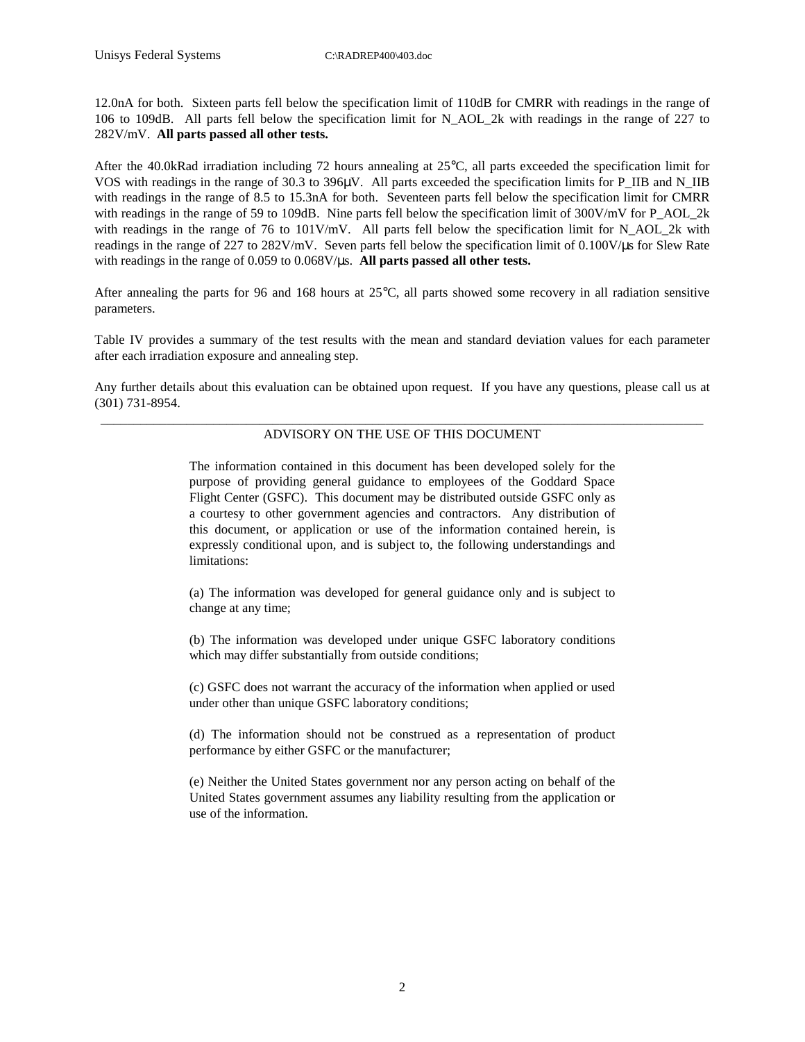12.0nA for both. Sixteen parts fell below the specification limit of 110dB for CMRR with readings in the range of 106 to 109dB. All parts fell below the specification limit for N_AOL_2k with readings in the range of 227 to 282V/mV. **All parts passed all other tests.**

After the 40.0kRad irradiation including 72 hours annealing at 25°C, all parts exceeded the specification limit for VOS with readings in the range of 30.3 to 396μV. All parts exceeded the specification limits for P_IIB and N_IIB with readings in the range of 8.5 to 15.3nA for both. Seventeen parts fell below the specification limit for CMRR with readings in the range of 59 to 109dB. Nine parts fell below the specification limit of 300V/mV for P_AOL_2k with readings in the range of 76 to 101V/mV. All parts fell below the specification limit for N_AOL_2k with readings in the range of 227 to 282V/mV. Seven parts fell below the specification limit of 0.100V/μs for Slew Rate with readings in the range of 0.059 to 0.068V/μs. **All parts passed all other tests.**

After annealing the parts for 96 and 168 hours at 25°C, all parts showed some recovery in all radiation sensitive parameters.

Table IV provides a summary of the test results with the mean and standard deviation values for each parameter after each irradiation exposure and annealing step.

Any further details about this evaluation can be obtained upon request. If you have any questions, please call us at (301) 731-8954.

---

ADVISORY ON THE USE OF THIS DOCUMENT

The information contained in this document has been developed solely for the purpose of providing general guidance to employees of the Goddard Space Flight Center (GSFC). This document may be distributed outside GSFC only as a courtesy to other government agencies and contractors. Any distribution of this document, or application or use of the information contained herein, is expressly conditional upon, and is subject to, the following understandings and limitations:

(a) The information was developed for general guidance only and is subject to change at any time;

(b) The information was developed under unique GSFC laboratory conditions which may differ substantially from outside conditions;

(c) GSFC does not warrant the accuracy of the information when applied or used under other than unique GSFC laboratory conditions;

(d) The information should not be construed as a representation of product performance by either GSFC or the manufacturer;

(e) Neither the United States government nor any person acting on behalf of the United States government assumes any liability resulting from the application or use of the information.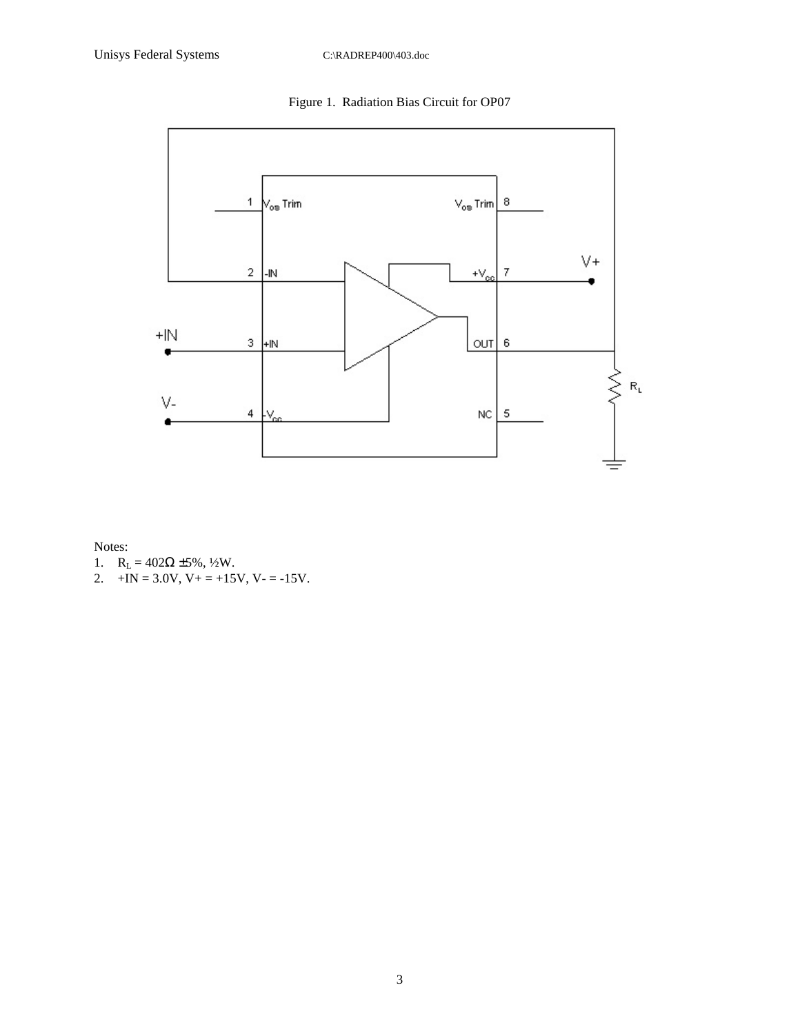Figure 1. Radiation Bias Circuit for OP07

Notes:

1. $R_L$ = 402Ω ±5%, ½W.
2. +IN = 3.0V, V+ = +15V, V- = -15V.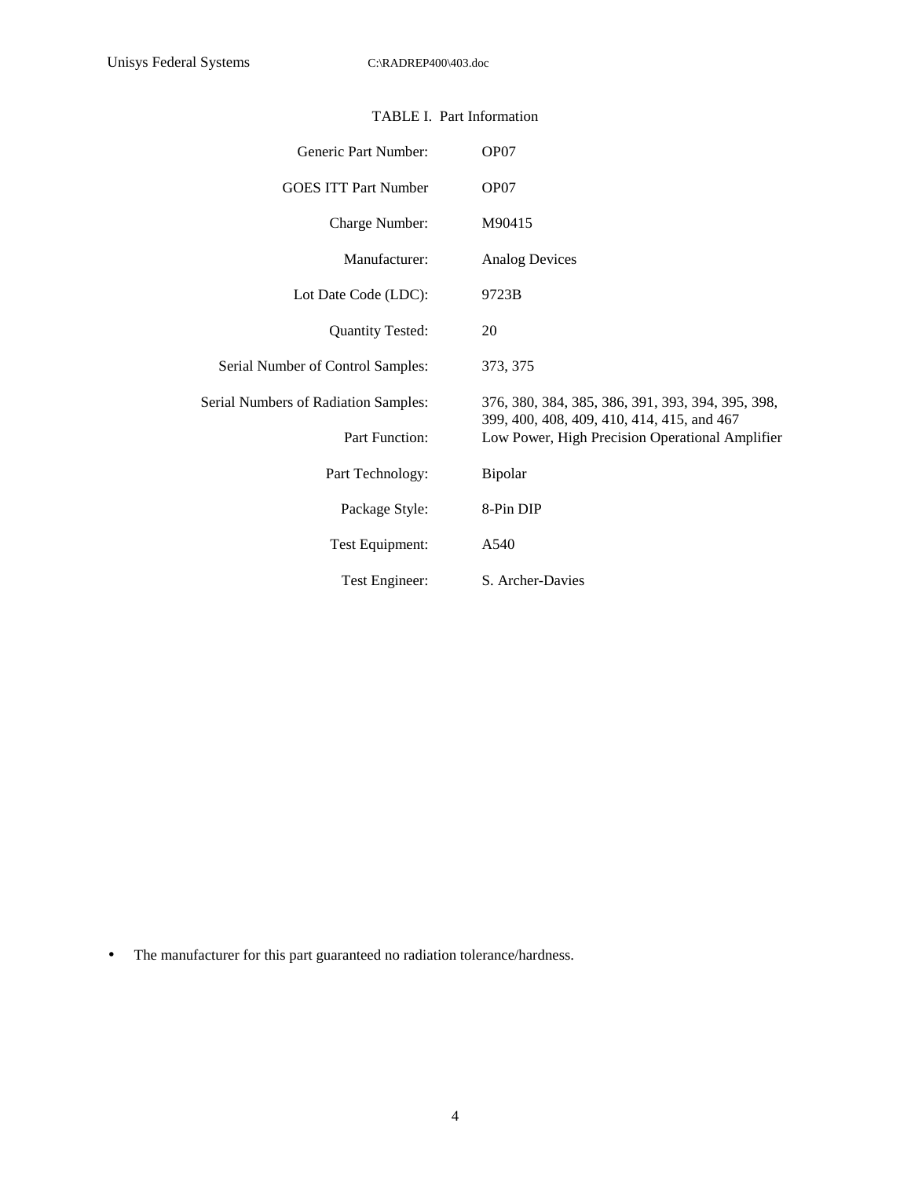TABLE I. Part Information

| | |
|---|---|
| Generic Part Number: | OP07 |
| GOES ITT Part Number | OP07 |
| Charge Number: | M90415 |
| Manufacturer: | Analog Devices |
| Lot Date Code (LDC): | 9723B |
| Quantity Tested: | 20 |
| Serial Number of Control Samples: | 373, 375 |
| Serial Numbers of Radiation Samples: | 376, 380, 384, 385, 386, 391, 393, 394, 395, 398, 399, 400, 408, 409, 410, 414, 415, and 467 |
| Part Function: | Low Power, High Precision Operational Amplifier |
| Part Technology: | Bipolar |
| Package Style: | 8-Pin DIP |
| Test Equipment: | A540 |
| Test Engineer: | S. Archer-Davies |

- The manufacturer for this part guaranteed no radiation tolerance/hardness.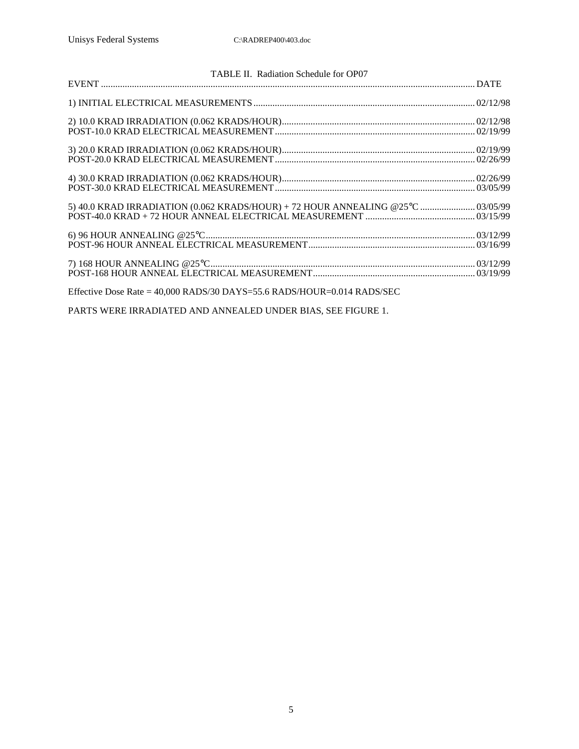TABLE II. Radiation Schedule for OP07

| EVENT | DATE |
|---|---|
| 1) INITIAL ELECTRICAL MEASUREMENTS | 02/12/98 |
| 2) 10.0 KRAD IRRADIATION (0.062 KRADS/HOUR) | 02/12/98 |
| POST-10.0 KRAD ELECTRICAL MEASUREMENT | 02/19/99 |
| 3) 20.0 KRAD IRRADIATION (0.062 KRADS/HOUR) | 02/19/99 |
| POST-20.0 KRAD ELECTRICAL MEASUREMENT | 02/26/99 |
| 4) 30.0 KRAD IRRADIATION (0.062 KRADS/HOUR) | 02/26/99 |
| POST-30.0 KRAD ELECTRICAL MEASUREMENT | 03/05/99 |
| 5) 40.0 KRAD IRRADIATION (0.062 KRADS/HOUR) + 72 HOUR ANNEALING @25°C | 03/05/99 |
| POST-40.0 KRAD + 72 HOUR ANNEAL ELECTRICAL MEASUREMENT | 03/15/99 |
| 6) 96 HOUR ANNEALING @25°C | 03/12/99 |
| POST-96 HOUR ANNEAL ELECTRICAL MEASUREMENT | 03/16/99 |
| 7) 168 HOUR ANNEALING @25°C | 03/12/99 |
| POST-168 HOUR ANNEAL ELECTRICAL MEASUREMENT | 03/19/99 |

Effective Dose Rate = 40,000 RADS/30 DAYS=55.6 RADS/HOUR=0.014 RADS/SEC

PARTS WERE IRRADIATED AND ANNEALED UNDER BIAS, SEE FIGURE 1.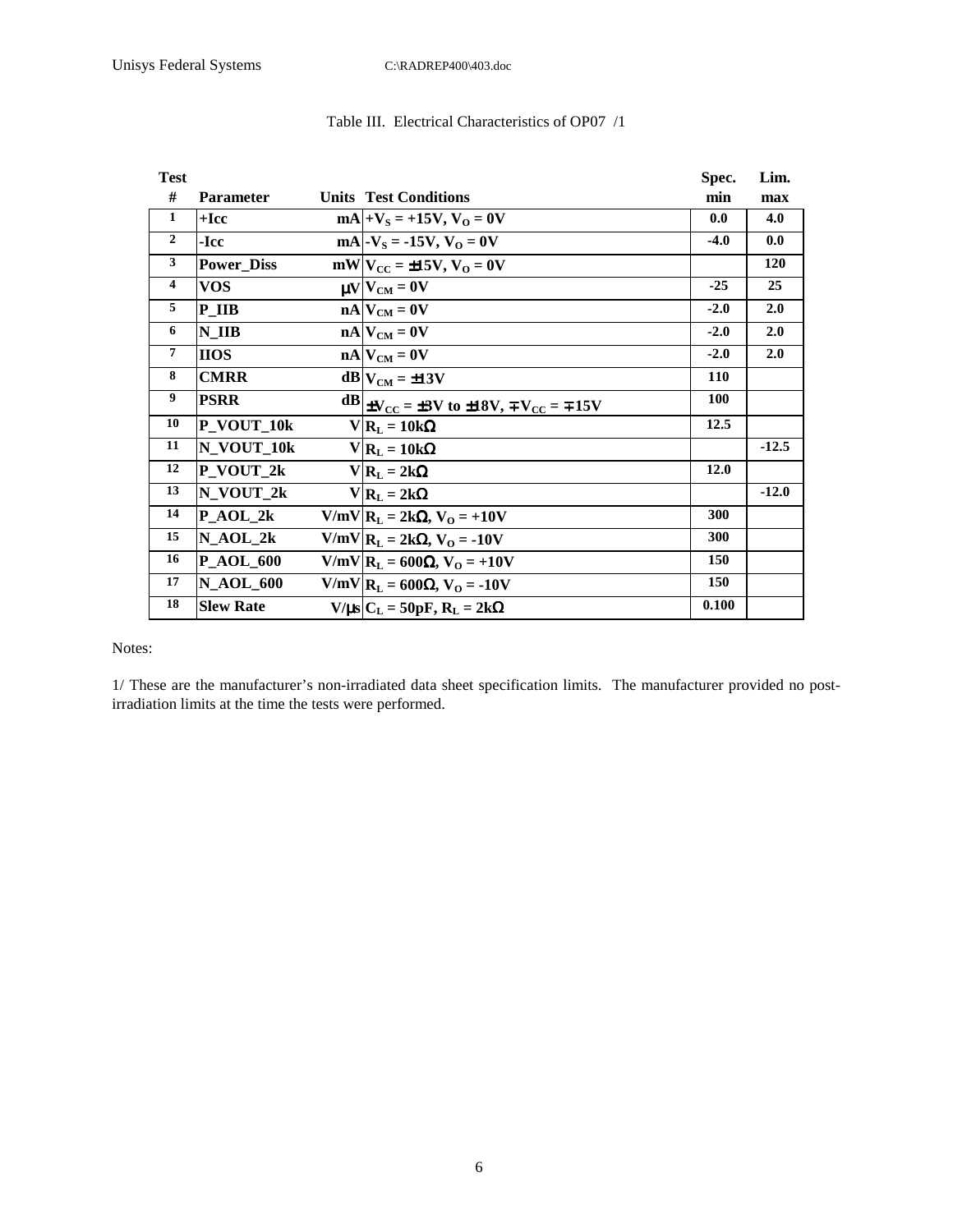Table III. Electrical Characteristics of OP07 /1

| Test # | Parameter | Units | Test Conditions | Spec. min | Lim. max |
|---|---|---|---|---|---|
| 1 | +Icc | mA | $+V_S = +15V$, $V_O = 0V$ | 0.0 | 4.0 |
| 2 | -Icc | mA | $-V_S = -15V$, $V_O = 0V$ | -4.0 | 0.0 |
| 3 | Power_Diss | mW | $V_{CC} = \pm 15V$, $V_O = 0V$ | | 120 |
| 4 | VOS | μV | $V_{CM} = 0V$ | -25 | 25 |
| 5 | P_IIB | nA | $V_{CM} = 0V$ | -2.0 | 2.0 |
| 6 | N_IIB | nA | $V_{CM} = 0V$ | -2.0 | 2.0 |
| 7 | IIOS | nA | $V_{CM} = 0V$ | -2.0 | 2.0 |
| 8 | CMRR | dB | $V_{CM} = \pm 13V$ | 110 | |
| 9 | PSRR | dB | $\pm V_{CC} = \pm 3V$ to $\pm 18V$, $\mp V_{CC} = \mp 15V$ | 100 | |
| 10 | P_VOUT_10k | V | $R_L = 10k\Omega$ | 12.5 | |
| 11 | N_VOUT_10k | V | $R_L = 10k\Omega$ | | -12.5 |
| 12 | P_VOUT_2k | V | $R_L = 2k\Omega$ | 12.0 | |
| 13 | N_VOUT_2k | V | $R_L = 2k\Omega$ | | -12.0 |
| 14 | P_AOL_2k | V/mV | $R_L = 2k\Omega$, $V_O = +10V$ | 300 | |
| 15 | N_AOL_2k | V/mV | $R_L = 2k\Omega$, $V_O = -10V$ | 300 | |
| 16 | P_AOL_600 | V/mV | $R_L = 600\Omega$, $V_O = +10V$ | 150 | |
| 17 | N_AOL_600 | V/mV | $R_L = 600\Omega$, $V_O = -10V$ | 150 | |
| 18 | Slew Rate | V/μs | $C_L = 50pF$, $R_L = 2k\Omega$ | 0.100 | |

Notes:

1/ These are the manufacturer's non-irradiated data sheet specification limits. The manufacturer provided no post-irradiation limits at the time the tests were performed.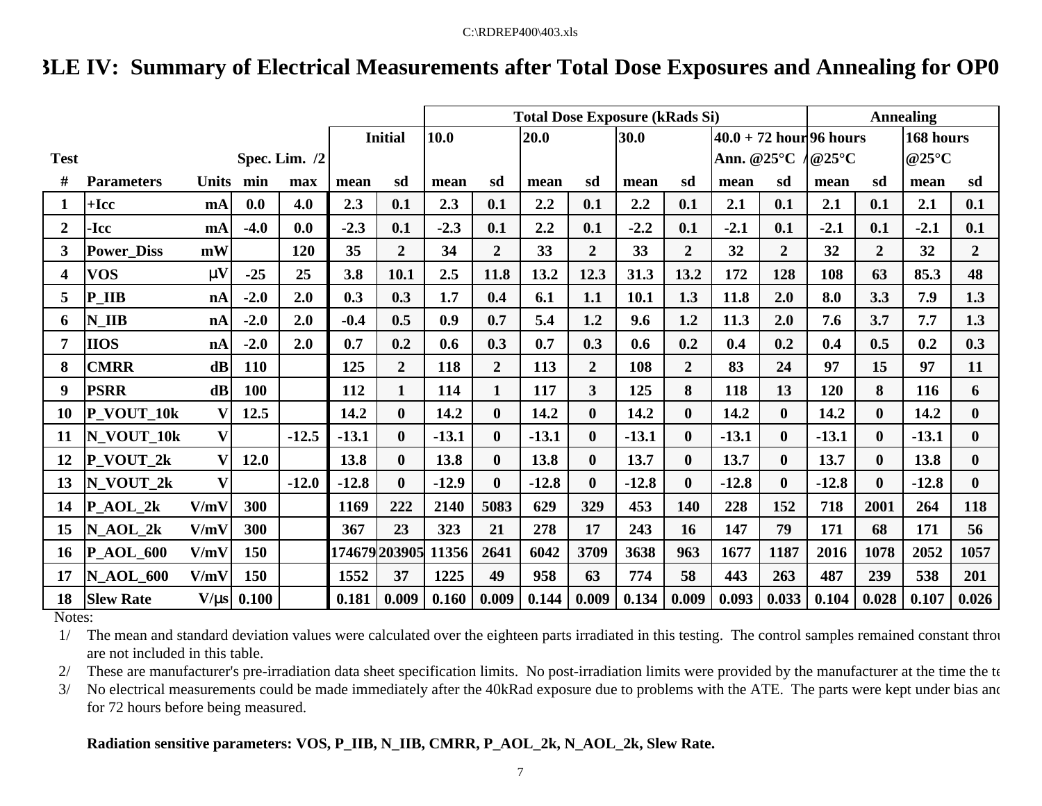C:\RDREP400\403.xls

# 3LE IV: Summary of Electrical Measurements after Total Dose Exposures and Annealing for OP0

| | | | | | | | Total Dose Exposure (kRads Si) | | | | | | | | | | Annealing | | | |
|---|---|---|---|---|---|---|---|---|---|---|---|---|---|---|---|---|---|---|---|---|
| | | | | | Initial | | 10.0 | | 20.0 | | 30.0 | | 40.0 + 72 hour | | 96 hours | | 168 hours | | | |
| Test | | | Spec. Lim. /2 | | | | | | | | | | Ann. @25°C / | | @25°C | | @25°C | | | |
| # | Parameters | Units | min | max | mean | sd | mean | sd | mean | sd | mean | sd | mean | sd | mean | sd | mean | sd | | |
| 1 | +Icc | mA | 0.0 | 4.0 | 2.3 | 0.1 | 2.3 | 0.1 | 2.2 | 0.1 | 2.2 | 0.1 | 2.1 | 0.1 | 2.1 | 0.1 | 2.1 | 0.1 | | |
| 2 | -Icc | mA | -4.0 | 0.0 | -2.3 | 0.1 | -2.3 | 0.1 | 2.2 | 0.1 | -2.2 | 0.1 | -2.1 | 0.1 | -2.1 | 0.1 | -2.1 | 0.1 | | |
| 3 | Power_Diss | mW | | 120 | 35 | 2 | 34 | 2 | 33 | 2 | 33 | 2 | 32 | 2 | 32 | 2 | 32 | 2 | | |
| 4 | VOS | μV | -25 | 25 | 3.8 | 10.1 | 2.5 | 11.8 | 13.2 | 12.3 | 31.3 | 13.2 | 172 | 128 | 108 | 63 | 85.3 | 48 | | |
| 5 | P_IIB | nA | -2.0 | 2.0 | 0.3 | 0.3 | 1.7 | 0.4 | 6.1 | 1.1 | 10.1 | 1.3 | 11.8 | 2.0 | 8.0 | 3.3 | 7.9 | 1.3 | | |
| 6 | N_IIB | nA | -2.0 | 2.0 | -0.4 | 0.5 | 0.9 | 0.7 | 5.4 | 1.2 | 9.6 | 1.2 | 11.3 | 2.0 | 7.6 | 3.7 | 7.7 | 1.3 | | |
| 7 | IIOS | nA | -2.0 | 2.0 | 0.7 | 0.2 | 0.6 | 0.3 | 0.7 | 0.3 | 0.6 | 0.2 | 0.4 | 0.2 | 0.4 | 0.5 | 0.2 | 0.3 | | |
| 8 | CMRR | dB | 110 | | 125 | 2 | 118 | 2 | 113 | 2 | 108 | 2 | 83 | 24 | 97 | 15 | 97 | 11 | | |
| 9 | PSRR | dB | 100 | | 112 | 1 | 114 | 1 | 117 | 3 | 125 | 8 | 118 | 13 | 120 | 8 | 116 | 6 | | |
| 10 | P_VOUT_10k | V | 12.5 | | 14.2 | 0 | 14.2 | 0 | 14.2 | 0 | 14.2 | 0 | 14.2 | 0 | 14.2 | 0 | 14.2 | 0 | | |
| 11 | N_VOUT_10k | V | | -12.5 | -13.1 | 0 | -13.1 | 0 | -13.1 | 0 | -13.1 | 0 | -13.1 | 0 | -13.1 | 0 | -13.1 | 0 | | |
| 12 | P_VOUT_2k | V | 12.0 | | 13.8 | 0 | 13.8 | 0 | 13.8 | 0 | 13.7 | 0 | 13.7 | 0 | 13.7 | 0 | 13.8 | 0 | | |
| 13 | N_VOUT_2k | V | | -12.0 | -12.8 | 0 | -12.9 | 0 | -12.8 | 0 | -12.8 | 0 | -12.8 | 0 | -12.8 | 0 | -12.8 | 0 | | |
| 14 | P_AOL_2k | V/mV | 300 | | 1169 | 222 | 2140 | 5083 | 629 | 329 | 453 | 140 | 228 | 152 | 718 | 2001 | 264 | 118 | | |
| 15 | N_AOL_2k | V/mV | 300 | | 367 | 23 | 323 | 21 | 278 | 17 | 243 | 16 | 147 | 79 | 171 | 68 | 171 | 56 | | |
| 16 | P_AOL_600 | V/mV | 150 | | 174679 | 203905 | 11356 | 2641 | 6042 | 3709 | 3638 | 963 | 1677 | 1187 | 2016 | 1078 | 2052 | 1057 | | |
| 17 | N_AOL_600 | V/mV | 150 | | 1552 | 37 | 1225 | 49 | 958 | 63 | 774 | 58 | 443 | 263 | 487 | 239 | 538 | 201 | | |
| 18 | Slew Rate | V/μs | 0.100 | | 0.181 | 0.009 | 0.160 | 0.009 | 0.144 | 0.009 | 0.134 | 0.009 | 0.093 | 0.033 | 0.104 | 0.028 | 0.107 | 0.026 | | |

Notes:

1/ The mean and standard deviation values were calculated over the eighteen parts irradiated in this testing. The control samples remained constant throu are not included in this table.

2/ These are manufacturer's pre-irradiation data sheet specification limits. No post-irradiation limits were provided by the manufacturer at the time the te

3/ No electrical measurements could be made immediately after the 40kRad exposure due to problems with the ATE. The parts were kept under bias and for 72 hours before being measured.

**Radiation sensitive parameters: VOS, P_IIB, N_IIB, CMRR, P_AOL_2k, N_AOL_2k, Slew Rate.**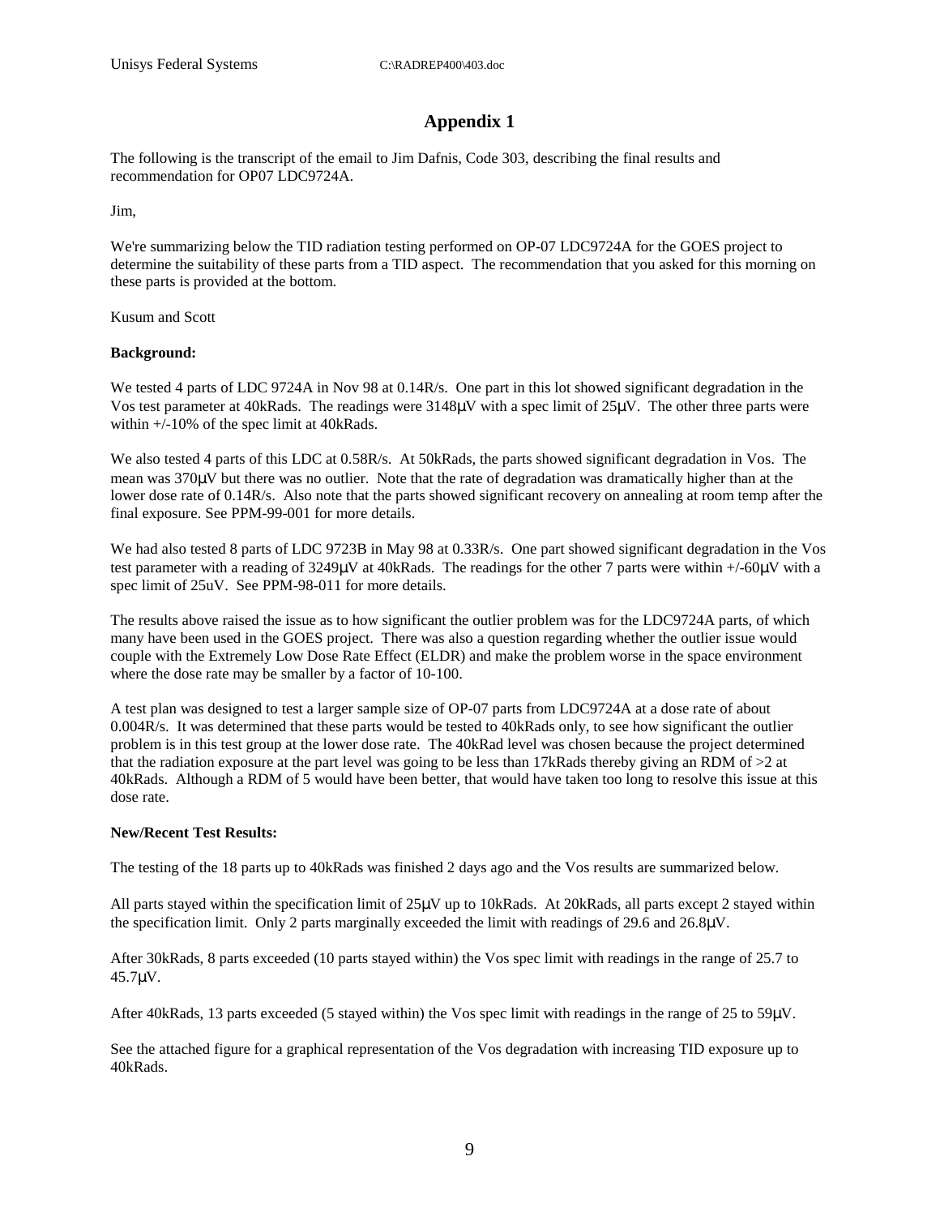# Appendix 1

The following is the transcript of the email to Jim Dafnis, Code 303, describing the final results and recommendation for OP07 LDC9724A.

Jim,

We're summarizing below the TID radiation testing performed on OP-07 LDC9724A for the GOES project to determine the suitability of these parts from a TID aspect. The recommendation that you asked for this morning on these parts is provided at the bottom.

Kusum and Scott

**Background:**

We tested 4 parts of LDC 9724A in Nov 98 at 0.14R/s. One part in this lot showed significant degradation in the Vos test parameter at 40kRads. The readings were 3148μV with a spec limit of 25μV. The other three parts were within +/-10% of the spec limit at 40kRads.

We also tested 4 parts of this LDC at 0.58R/s. At 50kRads, the parts showed significant degradation in Vos. The mean was 370μV but there was no outlier. Note that the rate of degradation was dramatically higher than at the lower dose rate of 0.14R/s. Also note that the parts showed significant recovery on annealing at room temp after the final exposure. See PPM-99-001 for more details.

We had also tested 8 parts of LDC 9723B in May 98 at 0.33R/s. One part showed significant degradation in the Vos test parameter with a reading of 3249μV at 40kRads. The readings for the other 7 parts were within +/-60μV with a spec limit of 25uV. See PPM-98-011 for more details.

The results above raised the issue as to how significant the outlier problem was for the LDC9724A parts, of which many have been used in the GOES project. There was also a question regarding whether the outlier issue would couple with the Extremely Low Dose Rate Effect (ELDR) and make the problem worse in the space environment where the dose rate may be smaller by a factor of 10-100.

A test plan was designed to test a larger sample size of OP-07 parts from LDC9724A at a dose rate of about 0.004R/s. It was determined that these parts would be tested to 40kRads only, to see how significant the outlier problem is in this test group at the lower dose rate. The 40kRad level was chosen because the project determined that the radiation exposure at the part level was going to be less than 17kRads thereby giving an RDM of >2 at 40kRads. Although a RDM of 5 would have been better, that would have taken too long to resolve this issue at this dose rate.

**New/Recent Test Results:**

The testing of the 18 parts up to 40kRads was finished 2 days ago and the Vos results are summarized below.

All parts stayed within the specification limit of 25μV up to 10kRads. At 20kRads, all parts except 2 stayed within the specification limit. Only 2 parts marginally exceeded the limit with readings of 29.6 and 26.8μV.

After 30kRads, 8 parts exceeded (10 parts stayed within) the Vos spec limit with readings in the range of 25.7 to 45.7μV.

After 40kRads, 13 parts exceeded (5 stayed within) the Vos spec limit with readings in the range of 25 to 59μV.

See the attached figure for a graphical representation of the Vos degradation with increasing TID exposure up to 40kRads.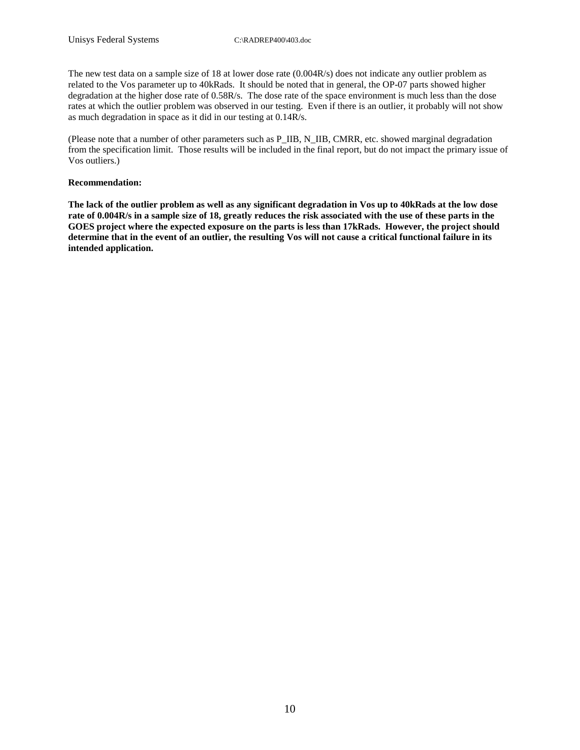The new test data on a sample size of 18 at lower dose rate (0.004R/s) does not indicate any outlier problem as related to the Vos parameter up to 40kRads. It should be noted that in general, the OP-07 parts showed higher degradation at the higher dose rate of 0.58R/s. The dose rate of the space environment is much less than the dose rates at which the outlier problem was observed in our testing. Even if there is an outlier, it probably will not show as much degradation in space as it did in our testing at 0.14R/s.

(Please note that a number of other parameters such as P_IIB, N_IIB, CMRR, etc. showed marginal degradation from the specification limit. Those results will be included in the final report, but do not impact the primary issue of Vos outliers.)

**Recommendation:**

**The lack of the outlier problem as well as any significant degradation in Vos up to 40kRads at the low dose rate of 0.004R/s in a sample size of 18, greatly reduces the risk associated with the use of these parts in the GOES project where the expected exposure on the parts is less than 17kRads. However, the project should determine that in the event of an outlier, the resulting Vos will not cause a critical functional failure in its intended application.**